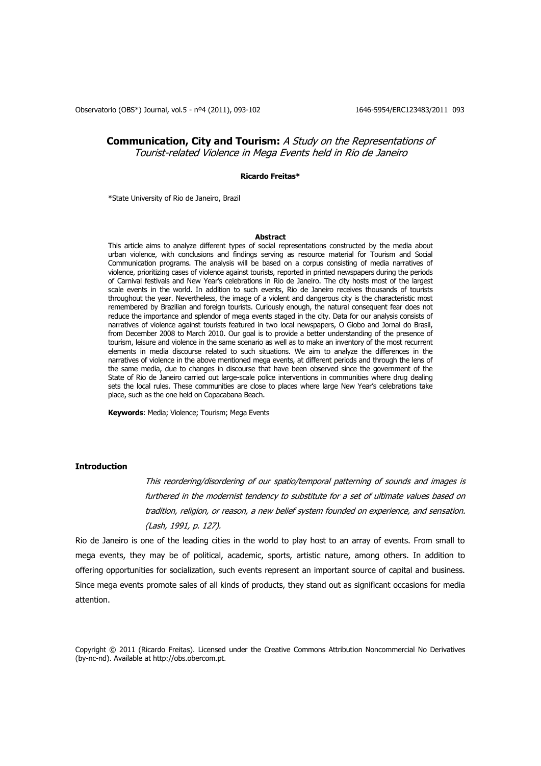# **Communication, City and Tourism:** *A Study on the Representations of Tourist-related Violence in Mega Events held in Rio de Janeiro*

**Ricardo Freitas***

*State University of Rio de Janeiro, Brazil

### Abstract

This article aims to analyze different types of social representations constructed by the media about urban violence, with conclusions and findings serving as resource material for Tourism and Social Communication programs. The analysis will be based on a corpus consisting of media narratives of violence, prioritizing cases of violence against tourists, reported in printed newspapers during the periods of Carnival festivals and New Year's celebrations in Rio de Janeiro. The city hosts most of the largest scale events in the world. In addition to such events, Rio de Janeiro receives thousands of tourists throughout the year. Nevertheless, the image of a violent and dangerous city is the characteristic most remembered by Brazilian and foreign tourists. Curiously enough, the natural consequent fear does not reduce the importance and splendor of mega events staged in the city. Data for our analysis consists of narratives of violence against tourists featured in two local newspapers, O Globo and Jornal do Brasil, from December 2008 to March 2010. Our goal is to provide a better understanding of the presence of tourism, leisure and violence in the same scenario as well as to make an inventory of the most recurrent elements in media discourse related to such situations. We aim to analyze the differences in the narratives of violence in the above mentioned mega events, at different periods and through the lens of the same media, due to changes in discourse that have been observed since the government of the State of Rio de Janeiro carried out large-scale police interventions in communities where drug dealing sets the local rules. These communities are close to places where large New Year's celebrations take place, such as the one held on Copacabana Beach.

**Keywords**: Media; Violence; Tourism; Mega Events

## Introduction

> *This reordering/disordering of our spatio/temporal patterning of sounds and images is furthered in the modernist tendency to substitute for a set of ultimate values based on tradition, religion, or reason, a new belief system founded on experience, and sensation. (Lash, 1991, p. 127).*

Rio de Janeiro is one of the leading cities in the world to play host to an array of events. From small to mega events, they may be of political, academic, sports, artistic nature, among others. In addition to offering opportunities for socialization, such events represent an important source of capital and business. Since mega events promote sales of all kinds of products, they stand out as significant occasions for media attention.

Copyright © 2011 (Ricardo Freitas). Licensed under the Creative Commons Attribution Noncommercial No Derivatives (by-nc-nd). Available at http://obs.obercom.pt.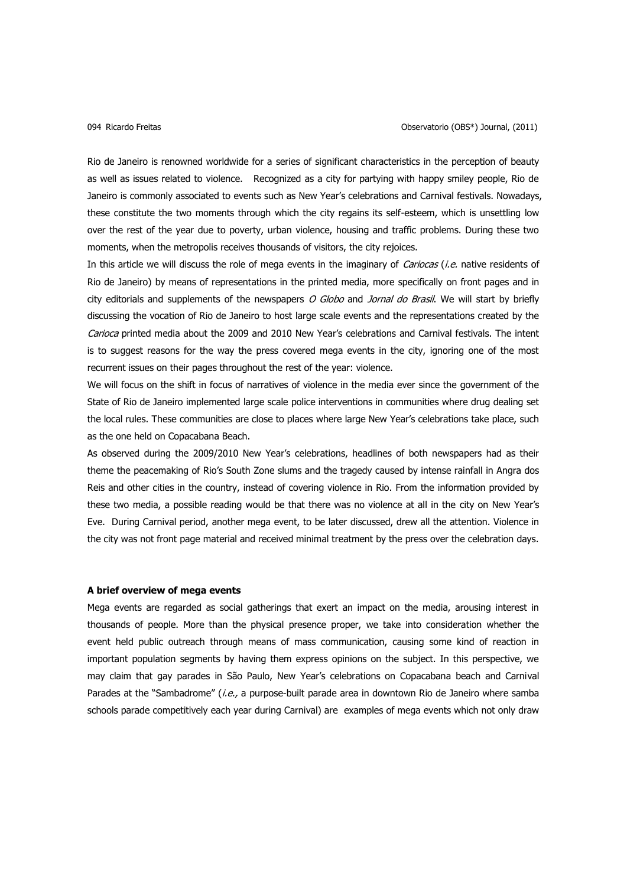Rio de Janeiro is renowned worldwide for a series of significant characteristics in the perception of beauty as well as issues related to violence. Recognized as a city for partying with happy smiley people, Rio de Janeiro is commonly associated to events such as New Year's celebrations and Carnival festivals. Nowadays, these constitute the two moments through which the city regains its self-esteem, which is unsettling low over the rest of the year due to poverty, urban violence, housing and traffic problems. During these two moments, when the metropolis receives thousands of visitors, the city rejoices.

In this article we will discuss the role of mega events in the imaginary of *Cariocas* (*i.e.* native residents of Rio de Janeiro) by means of representations in the printed media, more specifically on front pages and in city editorials and supplements of the newspapers *O Globo* and *Jornal do Brasil*. We will start by briefly discussing the vocation of Rio de Janeiro to host large scale events and the representations created by the *Carioca* printed media about the 2009 and 2010 New Year's celebrations and Carnival festivals. The intent is to suggest reasons for the way the press covered mega events in the city, ignoring one of the most recurrent issues on their pages throughout the rest of the year: violence.

We will focus on the shift in focus of narratives of violence in the media ever since the government of the State of Rio de Janeiro implemented large scale police interventions in communities where drug dealing set the local rules. These communities are close to places where large New Year's celebrations take place, such as the one held on Copacabana Beach.

As observed during the 2009/2010 New Year's celebrations, headlines of both newspapers had as their theme the peacemaking of Rio's South Zone slums and the tragedy caused by intense rainfall in Angra dos Reis and other cities in the country, instead of covering violence in Rio. From the information provided by these two media, a possible reading would be that there was no violence at all in the city on New Year's Eve. During Carnival period, another mega event, to be later discussed, drew all the attention. Violence in the city was not front page material and received minimal treatment by the press over the celebration days.

### A brief overview of mega events

Mega events are regarded as social gatherings that exert an impact on the media, arousing interest in thousands of people. More than the physical presence proper, we take into consideration whether the event held public outreach through means of mass communication, causing some kind of reaction in important population segments by having them express opinions on the subject. In this perspective, we may claim that gay parades in São Paulo, New Year's celebrations on Copacabana beach and Carnival Parades at the "Sambadrome" (*i.e.,* a purpose-built parade area in downtown Rio de Janeiro where samba schools parade competitively each year during Carnival) are examples of mega events which not only draw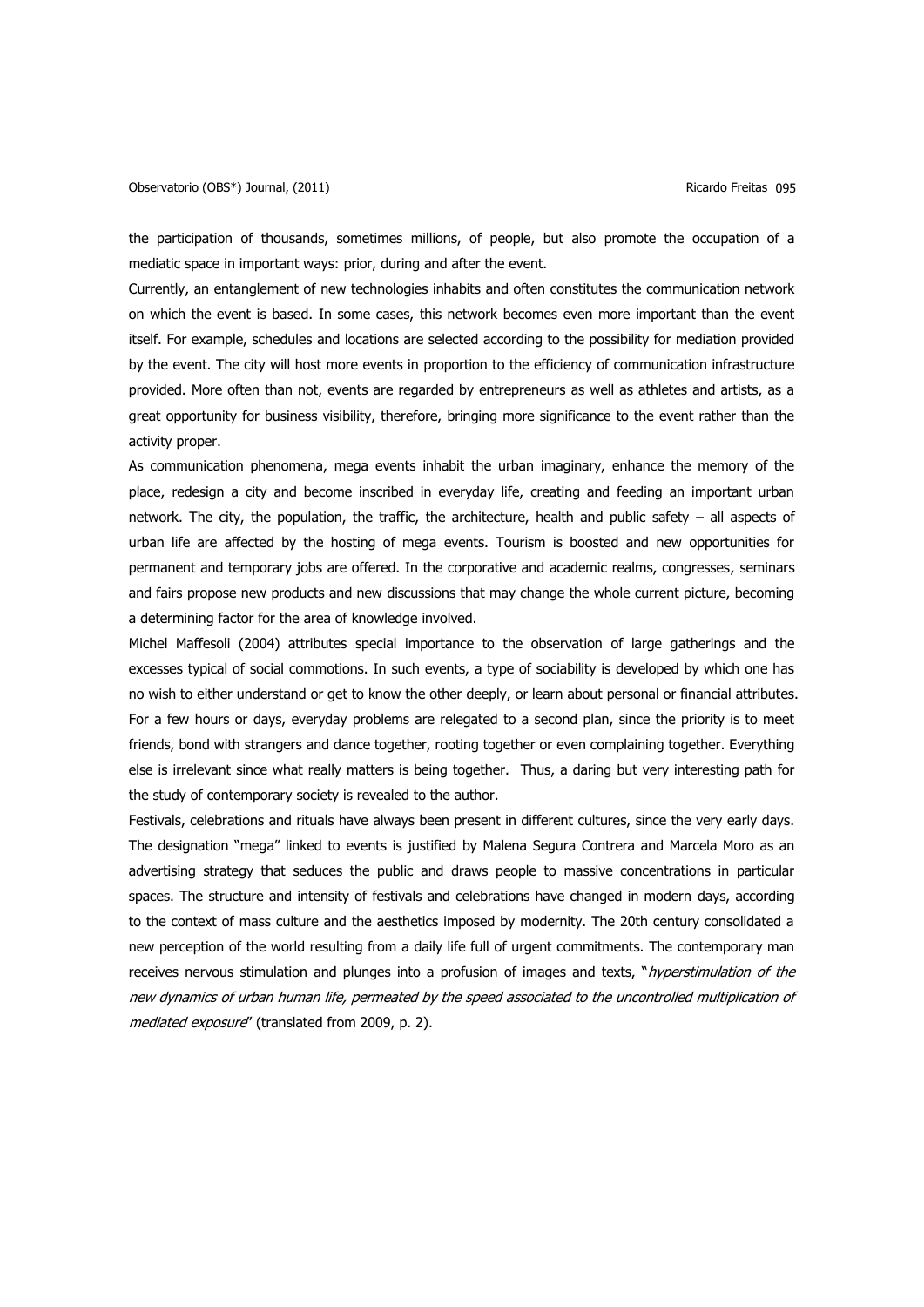the participation of thousands, sometimes millions, of people, but also promote the occupation of a mediatic space in important ways: prior, during and after the event.

Currently, an entanglement of new technologies inhabits and often constitutes the communication network on which the event is based. In some cases, this network becomes even more important than the event itself. For example, schedules and locations are selected according to the possibility for mediation provided by the event. The city will host more events in proportion to the efficiency of communication infrastructure provided. More often than not, events are regarded by entrepreneurs as well as athletes and artists, as a great opportunity for business visibility, therefore, bringing more significance to the event rather than the activity proper.

As communication phenomena, mega events inhabit the urban imaginary, enhance the memory of the place, redesign a city and become inscribed in everyday life, creating and feeding an important urban network. The city, the population, the traffic, the architecture, health and public safety – all aspects of urban life are affected by the hosting of mega events. Tourism is boosted and new opportunities for permanent and temporary jobs are offered. In the corporative and academic realms, congresses, seminars and fairs propose new products and new discussions that may change the whole current picture, becoming a determining factor for the area of knowledge involved.

Michel Maffesoli (2004) attributes special importance to the observation of large gatherings and the excesses typical of social commotions. In such events, a type of sociability is developed by which one has no wish to either understand or get to know the other deeply, or learn about personal or financial attributes. For a few hours or days, everyday problems are relegated to a second plan, since the priority is to meet friends, bond with strangers and dance together, rooting together or even complaining together. Everything else is irrelevant since what really matters is being together. Thus, a daring but very interesting path for the study of contemporary society is revealed to the author.

Festivals, celebrations and rituals have always been present in different cultures, since the very early days. The designation "mega" linked to events is justified by Malena Segura Contrera and Marcela Moro as an advertising strategy that seduces the public and draws people to massive concentrations in particular spaces. The structure and intensity of festivals and celebrations have changed in modern days, according to the context of mass culture and the aesthetics imposed by modernity. The 20th century consolidated a new perception of the world resulting from a daily life full of urgent commitments. The contemporary man receives nervous stimulation and plunges into a profusion of images and texts, "*hyperstimulation of the new dynamics of urban human life, permeated by the speed associated to the uncontrolled multiplication of mediated exposure*" (translated from 2009, p. 2).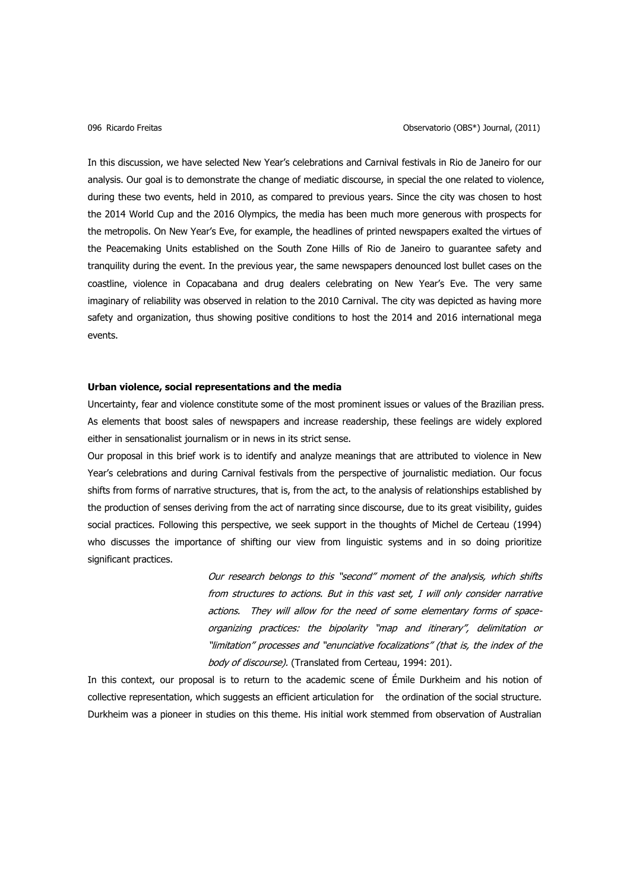In this discussion, we have selected New Year's celebrations and Carnival festivals in Rio de Janeiro for our analysis. Our goal is to demonstrate the change of mediatic discourse, in special the one related to violence, during these two events, held in 2010, as compared to previous years. Since the city was chosen to host the 2014 World Cup and the 2016 Olympics, the media has been much more generous with prospects for the metropolis. On New Year's Eve, for example, the headlines of printed newspapers exalted the virtues of the Peacemaking Units established on the South Zone Hills of Rio de Janeiro to guarantee safety and tranquility during the event. In the previous year, the same newspapers denounced lost bullet cases on the coastline, violence in Copacabana and drug dealers celebrating on New Year's Eve. The very same imaginary of reliability was observed in relation to the 2010 Carnival. The city was depicted as having more safety and organization, thus showing positive conditions to host the 2014 and 2016 international mega events.

**Urban violence, social representations and the media**

Uncertainty, fear and violence constitute some of the most prominent issues or values of the Brazilian press. As elements that boost sales of newspapers and increase readership, these feelings are widely explored either in sensationalist journalism or in news in its strict sense.

Our proposal in this brief work is to identify and analyze meanings that are attributed to violence in New Year's celebrations and during Carnival festivals from the perspective of journalistic mediation. Our focus shifts from forms of narrative structures, that is, from the act, to the analysis of relationships established by the production of senses deriving from the act of narrating since discourse, due to its great visibility, guides social practices. Following this perspective, we seek support in the thoughts of Michel de Certeau (1994) who discusses the importance of shifting our view from linguistic systems and in so doing prioritize significant practices.

> *Our research belongs to this "second" moment of the analysis, which shifts from structures to actions. But in this vast set, I will only consider narrative actions. They will allow for the need of some elementary forms of space-organizing practices: the bipolarity "map and itinerary", delimitation or "limitation" processes and "enunciative focalizations" (that is, the index of the body of discourse).* (Translated from Certeau, 1994: 201).

In this context, our proposal is to return to the academic scene of Émile Durkheim and his notion of collective representation, which suggests an efficient articulation for the ordination of the social structure. Durkheim was a pioneer in studies on this theme. His initial work stemmed from observation of Australian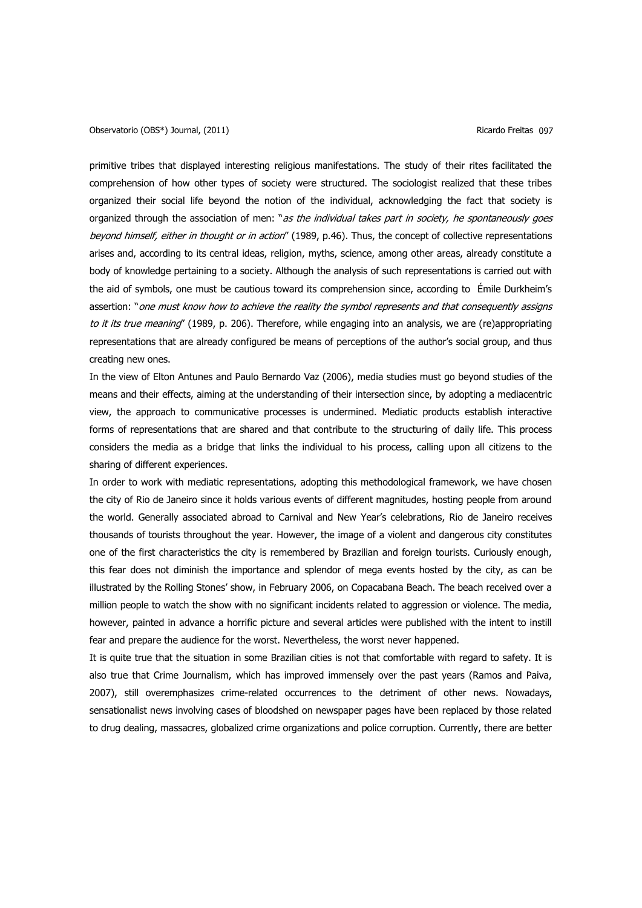primitive tribes that displayed interesting religious manifestations. The study of their rites facilitated the comprehension of how other types of society were structured. The sociologist realized that these tribes organized their social life beyond the notion of the individual, acknowledging the fact that society is organized through the association of men: "*as the individual takes part in society, he spontaneously goes beyond himself, either in thought or in action*" (1989, p.46). Thus, the concept of collective representations arises and, according to its central ideas, religion, myths, science, among other areas, already constitute a body of knowledge pertaining to a society. Although the analysis of such representations is carried out with the aid of symbols, one must be cautious toward its comprehension since, according to Émile Durkheim's assertion: "*one must know how to achieve the reality the symbol represents and that consequently assigns to it its true meaning*" (1989, p. 206). Therefore, while engaging into an analysis, we are (re)appropriating representations that are already configured be means of perceptions of the author's social group, and thus creating new ones.

In the view of Elton Antunes and Paulo Bernardo Vaz (2006), media studies must go beyond studies of the means and their effects, aiming at the understanding of their intersection since, by adopting a mediacentric view, the approach to communicative processes is undermined. Mediatic products establish interactive forms of representations that are shared and that contribute to the structuring of daily life. This process considers the media as a bridge that links the individual to his process, calling upon all citizens to the sharing of different experiences.

In order to work with mediatic representations, adopting this methodological framework, we have chosen the city of Rio de Janeiro since it holds various events of different magnitudes, hosting people from around the world. Generally associated abroad to Carnival and New Year's celebrations, Rio de Janeiro receives thousands of tourists throughout the year. However, the image of a violent and dangerous city constitutes one of the first characteristics the city is remembered by Brazilian and foreign tourists. Curiously enough, this fear does not diminish the importance and splendor of mega events hosted by the city, as can be illustrated by the Rolling Stones' show, in February 2006, on Copacabana Beach. The beach received over a million people to watch the show with no significant incidents related to aggression or violence. The media, however, painted in advance a horrific picture and several articles were published with the intent to instill fear and prepare the audience for the worst. Nevertheless, the worst never happened.

It is quite true that the situation in some Brazilian cities is not that comfortable with regard to safety. It is also true that Crime Journalism, which has improved immensely over the past years (Ramos and Paiva, 2007), still overemphasizes crime-related occurrences to the detriment of other news. Nowadays, sensationalist news involving cases of bloodshed on newspaper pages have been replaced by those related to drug dealing, massacres, globalized crime organizations and police corruption. Currently, there are better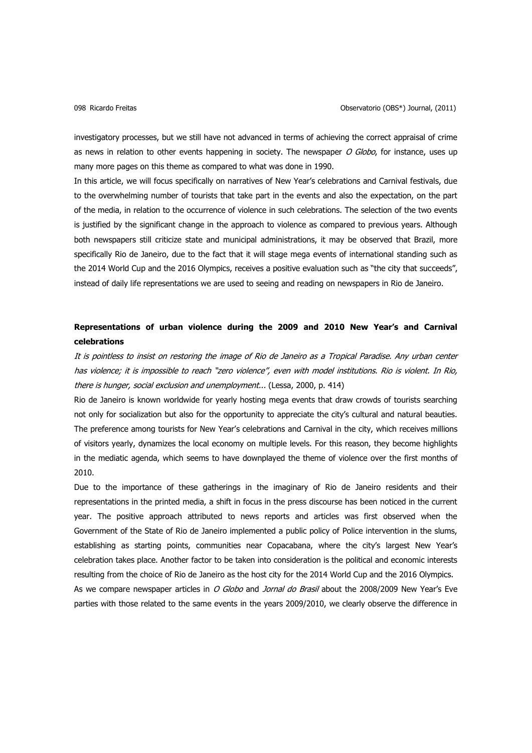investigatory processes, but we still have not advanced in terms of achieving the correct appraisal of crime as news in relation to other events happening in society. The newspaper *O Globo*, for instance, uses up many more pages on this theme as compared to what was done in 1990.

In this article, we will focus specifically on narratives of New Year's celebrations and Carnival festivals, due to the overwhelming number of tourists that take part in the events and also the expectation, on the part of the media, in relation to the occurrence of violence in such celebrations. The selection of the two events is justified by the significant change in the approach to violence as compared to previous years. Although both newspapers still criticize state and municipal administrations, it may be observed that Brazil, more specifically Rio de Janeiro, due to the fact that it will stage mega events of international standing such as the 2014 World Cup and the 2016 Olympics, receives a positive evaluation such as "the city that succeeds", instead of daily life representations we are used to seeing and reading on newspapers in Rio de Janeiro.

## Representations of urban violence during the 2009 and 2010 New Year's and Carnival celebrations

*It is pointless to insist on restoring the image of Rio de Janeiro as a Tropical Paradise. Any urban center has violence; it is impossible to reach "zero violence", even with model institutions. Rio is violent. In Rio, there is hunger, social exclusion and unemployment...* (Lessa, 2000, p. 414)

Rio de Janeiro is known worldwide for yearly hosting mega events that draw crowds of tourists searching not only for socialization but also for the opportunity to appreciate the city's cultural and natural beauties. The preference among tourists for New Year's celebrations and Carnival in the city, which receives millions of visitors yearly, dynamizes the local economy on multiple levels. For this reason, they become highlights in the mediatic agenda, which seems to have downplayed the theme of violence over the first months of 2010.

Due to the importance of these gatherings in the imaginary of Rio de Janeiro residents and their representations in the printed media, a shift in focus in the press discourse has been noticed in the current year. The positive approach attributed to news reports and articles was first observed when the Government of the State of Rio de Janeiro implemented a public policy of Police intervention in the slums, establishing as starting points, communities near Copacabana, where the city's largest New Year's celebration takes place. Another factor to be taken into consideration is the political and economic interests resulting from the choice of Rio de Janeiro as the host city for the 2014 World Cup and the 2016 Olympics.

As we compare newspaper articles in *O Globo* and *Jornal do Brasil* about the 2008/2009 New Year's Eve parties with those related to the same events in the years 2009/2010, we clearly observe the difference in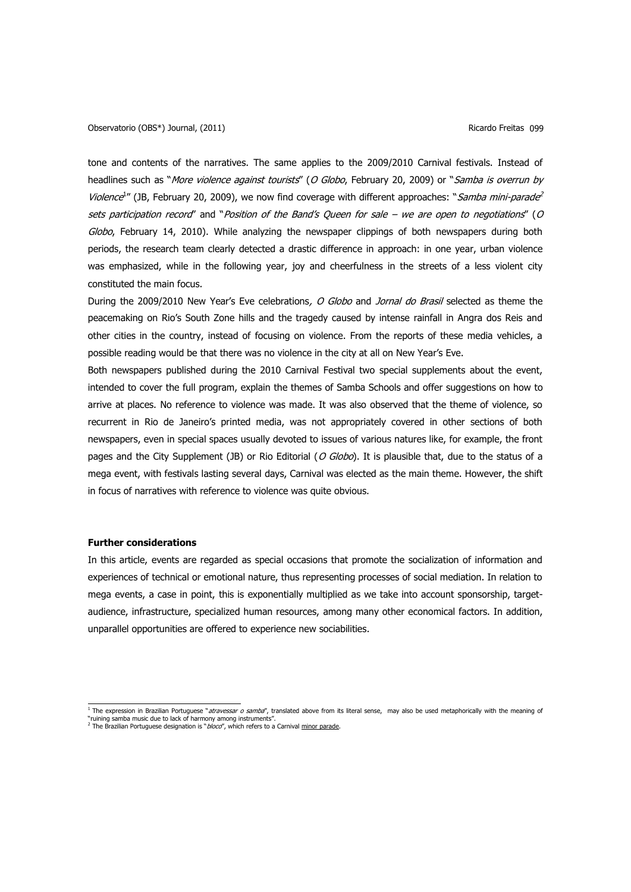tone and contents of the narratives. The same applies to the 2009/2010 Carnival festivals. Instead of headlines such as "*More violence against tourists*" (*O Globo*, February 20, 2009) or "*Samba is overrun by Violence*[1]" (JB, February 20, 2009), we now find coverage with different approaches: "*Samba mini-parade*[2] *sets participation record*" and "*Position of the Band's Queen for sale – we are open to negotiations*" (*O Globo*, February 14, 2010). While analyzing the newspaper clippings of both newspapers during both periods, the research team clearly detected a drastic difference in approach: in one year, urban violence was emphasized, while in the following year, joy and cheerfulness in the streets of a less violent city constituted the main focus.

During the 2009/2010 New Year's Eve celebrations*, O Globo* and *Jornal do Brasil* selected as theme the peacemaking on Rio's South Zone hills and the tragedy caused by intense rainfall in Angra dos Reis and other cities in the country, instead of focusing on violence. From the reports of these media vehicles, a possible reading would be that there was no violence in the city at all on New Year's Eve.

Both newspapers published during the 2010 Carnival Festival two special supplements about the event, intended to cover the full program, explain the themes of Samba Schools and offer suggestions on how to arrive at places. No reference to violence was made. It was also observed that the theme of violence, so recurrent in Rio de Janeiro's printed media, was not appropriately covered in other sections of both newspapers, even in special spaces usually devoted to issues of various natures like, for example, the front pages and the City Supplement (JB) or Rio Editorial (*O Globo*). It is plausible that, due to the status of a mega event, with festivals lasting several days, Carnival was elected as the main theme. However, the shift in focus of narratives with reference to violence was quite obvious.

**Further considerations**

In this article, events are regarded as special occasions that promote the socialization of information and experiences of technical or emotional nature, thus representing processes of social mediation. In relation to mega events, a case in point, this is exponentially multiplied as we take into account sponsorship, target-audience, infrastructure, specialized human resources, among many other economical factors. In addition, unparallel opportunities are offered to experience new sociabilities.

---

[1] The expression in Brazilian Portuguese "*atravessar o samba*", translated above from its literal sense, may also be used metaphorically with the meaning of "ruining samba music due to lack of harmony among instruments".

[2] The Brazilian Portuguese designation is "*bloco*", which refers to a Carnival minor parade.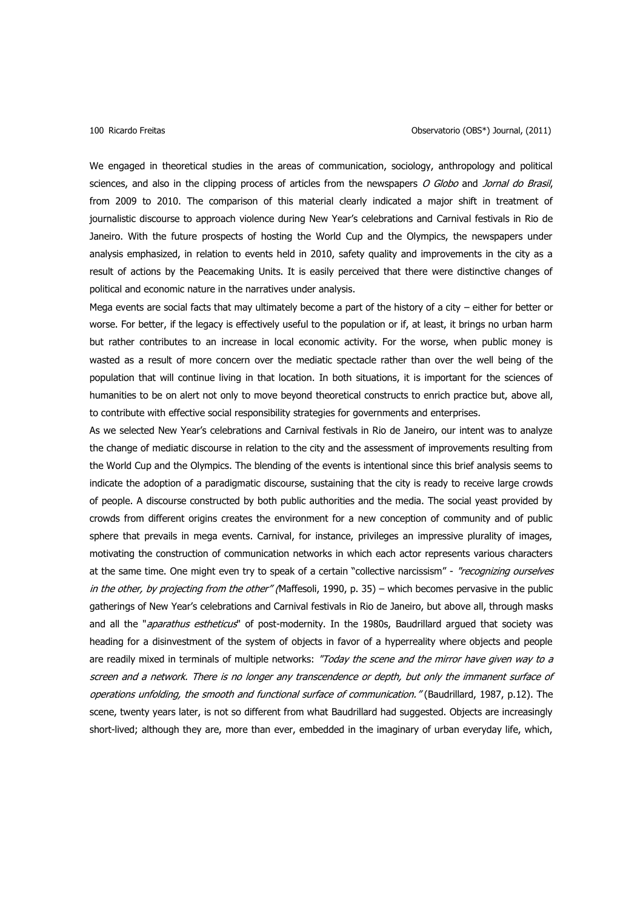We engaged in theoretical studies in the areas of communication, sociology, anthropology and political sciences, and also in the clipping process of articles from the newspapers *O Globo* and *Jornal do Brasil*, from 2009 to 2010. The comparison of this material clearly indicated a major shift in treatment of journalistic discourse to approach violence during New Year's celebrations and Carnival festivals in Rio de Janeiro. With the future prospects of hosting the World Cup and the Olympics, the newspapers under analysis emphasized, in relation to events held in 2010, safety quality and improvements in the city as a result of actions by the Peacemaking Units. It is easily perceived that there were distinctive changes of political and economic nature in the narratives under analysis.

Mega events are social facts that may ultimately become a part of the history of a city – either for better or worse. For better, if the legacy is effectively useful to the population or if, at least, it brings no urban harm but rather contributes to an increase in local economic activity. For the worse, when public money is wasted as a result of more concern over the mediatic spectacle rather than over the well being of the population that will continue living in that location. In both situations, it is important for the sciences of humanities to be on alert not only to move beyond theoretical constructs to enrich practice but, above all, to contribute with effective social responsibility strategies for governments and enterprises.

As we selected New Year's celebrations and Carnival festivals in Rio de Janeiro, our intent was to analyze the change of mediatic discourse in relation to the city and the assessment of improvements resulting from the World Cup and the Olympics. The blending of the events is intentional since this brief analysis seems to indicate the adoption of a paradigmatic discourse, sustaining that the city is ready to receive large crowds of people. A discourse constructed by both public authorities and the media. The social yeast provided by crowds from different origins creates the environment for a new conception of community and of public sphere that prevails in mega events. Carnival, for instance, privileges an impressive plurality of images, motivating the construction of communication networks in which each actor represents various characters at the same time. One might even try to speak of a certain "collective narcissism" - *"recognizing ourselves in the other, by projecting from the other"* (Maffesoli, 1990, p. 35) – which becomes pervasive in the public gatherings of New Year's celebrations and Carnival festivals in Rio de Janeiro, but above all, through masks and all the "*aparathus estheticus*" of post-modernity. In the 1980s, Baudrillard argued that society was heading for a disinvestment of the system of objects in favor of a hyperreality where objects and people are readily mixed in terminals of multiple networks: *"Today the scene and the mirror have given way to a screen and a network. There is no longer any transcendence or depth, but only the immanent surface of operations unfolding, the smooth and functional surface of communication."* (Baudrillard, 1987, p.12). The scene, twenty years later, is not so different from what Baudrillard had suggested. Objects are increasingly short-lived; although they are, more than ever, embedded in the imaginary of urban everyday life, which,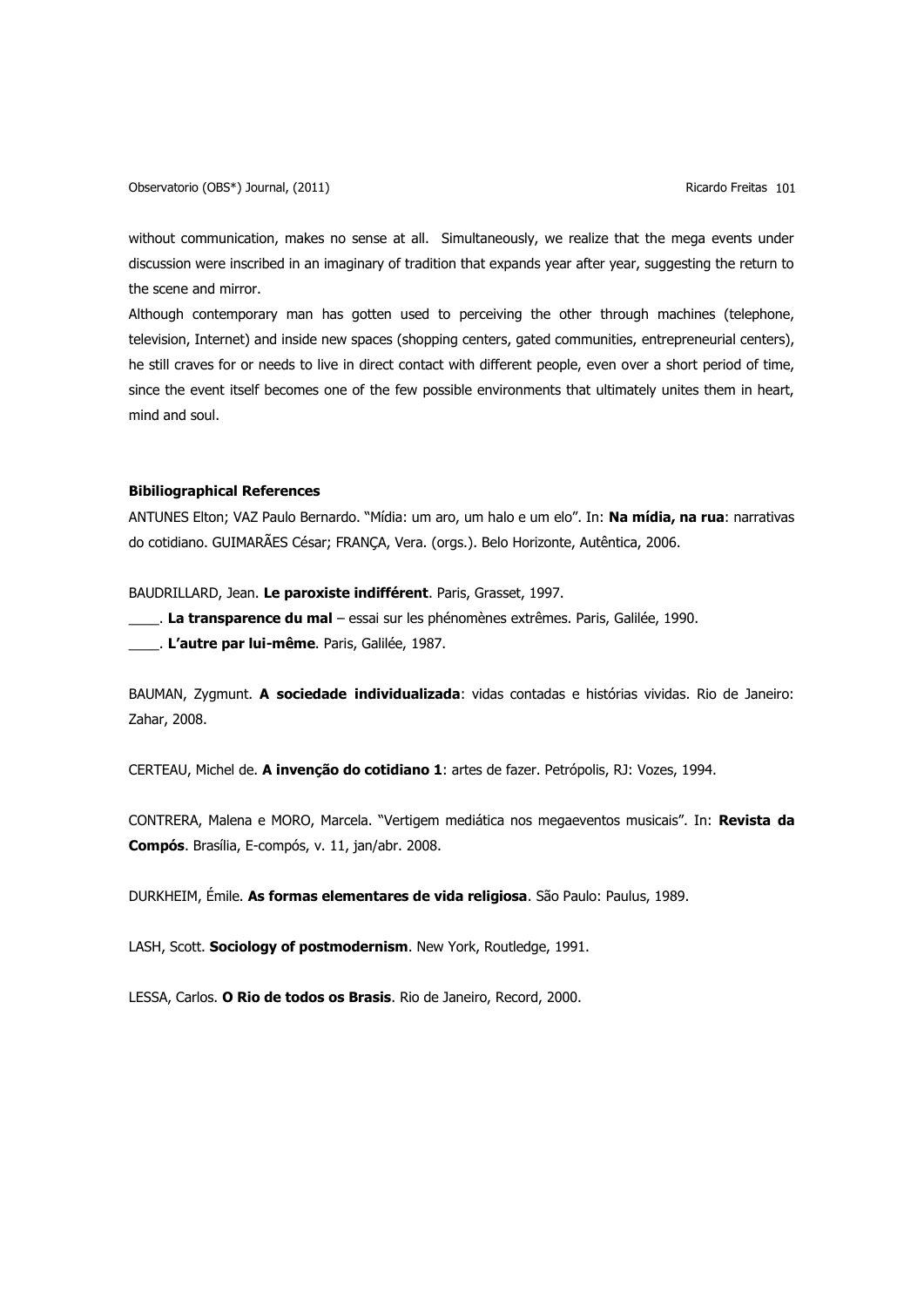without communication, makes no sense at all. Simultaneously, we realize that the mega events under discussion were inscribed in an imaginary of tradition that expands year after year, suggesting the return to the scene and mirror.

Although contemporary man has gotten used to perceiving the other through machines (telephone, television, Internet) and inside new spaces (shopping centers, gated communities, entrepreneurial centers), he still craves for or needs to live in direct contact with different people, even over a short period of time, since the event itself becomes one of the few possible environments that ultimately unites them in heart, mind and soul.

**Bibiliographical References**

ANTUNES Elton; VAZ Paulo Bernardo. "Mídia: um aro, um halo e um elo". In: **Na mídia, na rua**: narrativas do cotidiano. GUIMARÃES César; FRANÇA, Vera. (orgs.). Belo Horizonte, Autêntica, 2006.

BAUDRILLARD, Jean. **Le paroxiste indifférent**. Paris, Grasset, 1997.

____. **La transparence du mal** – essai sur les phénomènes extrêmes. Paris, Galilée, 1990.

____. **L'autre par lui-même**. Paris, Galilée, 1987.

BAUMAN, Zygmunt. **A sociedade individualizada**: vidas contadas e histórias vividas. Rio de Janeiro: Zahar, 2008.

CERTEAU, Michel de. **A invenção do cotidiano 1**: artes de fazer. Petrópolis, RJ: Vozes, 1994.

CONTRERA, Malena e MORO, Marcela. "Vertigem mediática nos megaeventos musicais". In: **Revista da Compós**. Brasília, E-compós, v. 11, jan/abr. 2008.

DURKHEIM, Émile. **As formas elementares de vida religiosa**. São Paulo: Paulus, 1989.

LASH, Scott. **Sociology of postmodernism**. New York, Routledge, 1991.

LESSA, Carlos. **O Rio de todos os Brasis**. Rio de Janeiro, Record, 2000.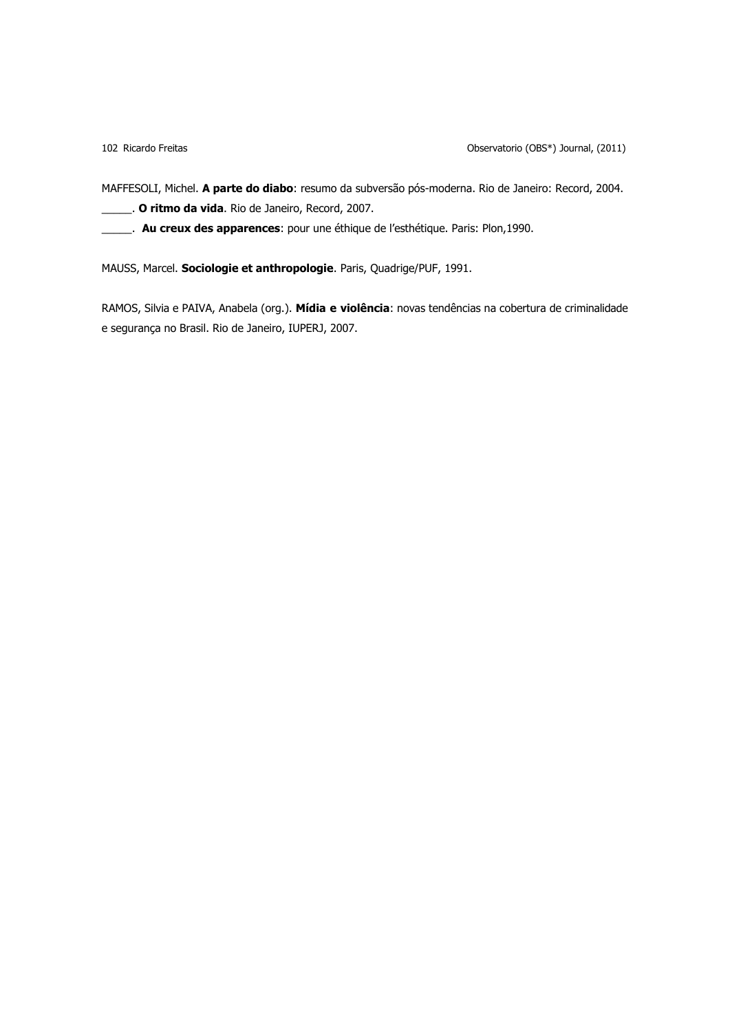MAFFESOLI, Michel. **A parte do diabo**: resumo da subversão pós-moderna. Rio de Janeiro: Record, 2004.

_____. **O ritmo da vida**. Rio de Janeiro, Record, 2007.

_____. **Au creux des apparences**: pour une éthique de l'esthétique. Paris: Plon,1990.

MAUSS, Marcel. **Sociologie et anthropologie**. Paris, Quadrige/PUF, 1991.

RAMOS, Silvia e PAIVA, Anabela (org.). **Mídia e violência**: novas tendências na cobertura de criminalidade e segurança no Brasil. Rio de Janeiro, IUPERJ, 2007.